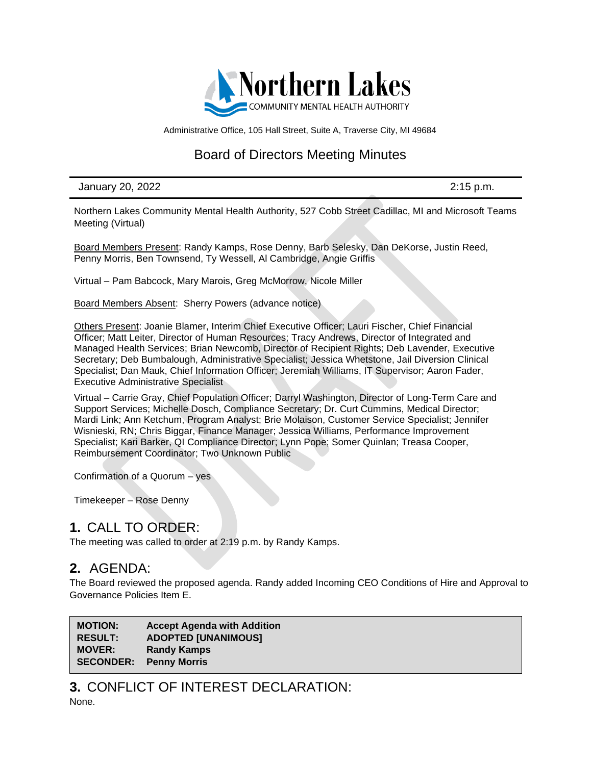Northern Lakes
COMMUNITY MENTAL HEALTH AUTHORITY

Administrative Office, 105 Hall Street, Suite A, Traverse City, MI 49684

# Board of Directors Meeting Minutes

January 20, 2022 2:15 p.m.

Northern Lakes Community Mental Health Authority, 527 Cobb Street Cadillac, MI and Microsoft Teams Meeting (Virtual)

Board Members Present: Randy Kamps, Rose Denny, Barb Selesky, Dan DeKorse, Justin Reed, Penny Morris, Ben Townsend, Ty Wessell, Al Cambridge, Angie Griffis

Virtual – Pam Babcock, Mary Marois, Greg McMorrow, Nicole Miller

Board Members Absent: Sherry Powers (advance notice)

Others Present: Joanie Blamer, Interim Chief Executive Officer; Lauri Fischer, Chief Financial Officer; Matt Leiter, Director of Human Resources; Tracy Andrews, Director of Integrated and Managed Health Services; Brian Newcomb, Director of Recipient Rights; Deb Lavender, Executive Secretary; Deb Bumbalough, Administrative Specialist; Jessica Whetstone, Jail Diversion Clinical Specialist; Dan Mauk, Chief Information Officer; Jeremiah Williams, IT Supervisor; Aaron Fader, Executive Administrative Specialist

Virtual – Carrie Gray, Chief Population Officer; Darryl Washington, Director of Long-Term Care and Support Services; Michelle Dosch, Compliance Secretary; Dr. Curt Cummins, Medical Director; Mardi Link; Ann Ketchum, Program Analyst; Brie Molaison, Customer Service Specialist; Jennifer Wisnieski, RN; Chris Biggar, Finance Manager; Jessica Williams, Performance Improvement Specialist; Kari Barker, QI Compliance Director; Lynn Pope; Somer Quinlan; Treasa Cooper, Reimbursement Coordinator; Two Unknown Public

Confirmation of a Quorum – yes

Timekeeper – Rose Denny

## 1. CALL TO ORDER:

The meeting was called to order at 2:19 p.m. by Randy Kamps.

## 2. AGENDA:

The Board reviewed the proposed agenda. Randy added Incoming CEO Conditions of Hire and Approval to Governance Policies Item E.

| | |
|---|---|
| **MOTION:** | **Accept Agenda with Addition** |
| **RESULT:** | **ADOPTED [UNANIMOUS]** |
| **MOVER:** | **Randy Kamps** |
| **SECONDER:** | **Penny Morris** |

## 3. CONFLICT OF INTEREST DECLARATION:

None.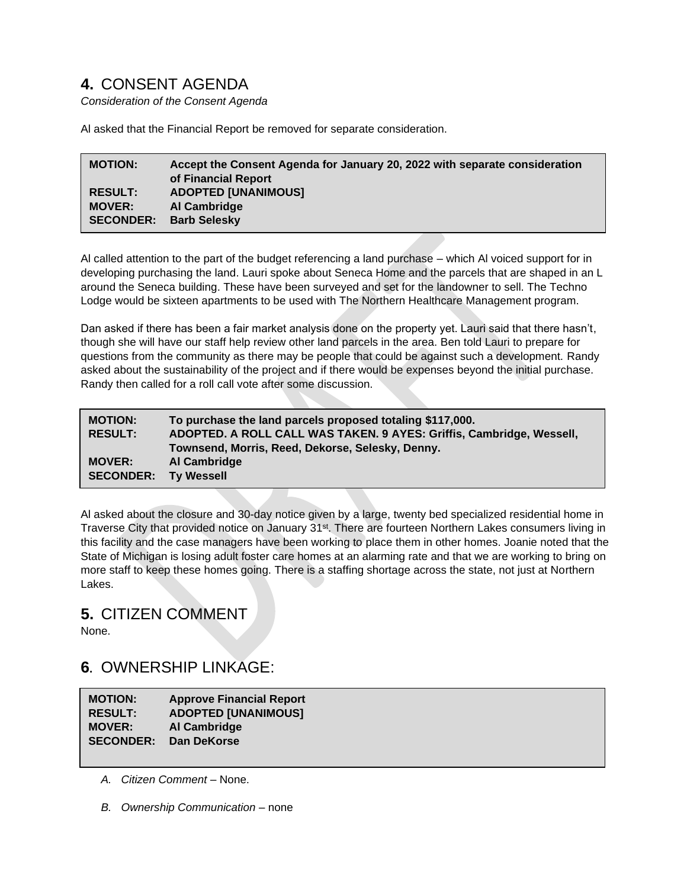## **4.** CONSENT AGENDA

*Consideration of the Consent Agenda*

Al asked that the Financial Report be removed for separate consideration.

| | |
|---|---|
| **MOTION:** | **Accept the Consent Agenda for January 20, 2022 with separate consideration of Financial Report** |
| **RESULT:** | **ADOPTED [UNANIMOUS]** |
| **MOVER:** | **Al Cambridge** |
| **SECONDER:** | **Barb Selesky** |

Al called attention to the part of the budget referencing a land purchase – which Al voiced support for in developing purchasing the land. Lauri spoke about Seneca Home and the parcels that are shaped in an L around the Seneca building. These have been surveyed and set for the landowner to sell. The Techno Lodge would be sixteen apartments to be used with The Northern Healthcare Management program.

Dan asked if there has been a fair market analysis done on the property yet. Lauri said that there hasn't, though she will have our staff help review other land parcels in the area. Ben told Lauri to prepare for questions from the community as there may be people that could be against such a development. Randy asked about the sustainability of the project and if there would be expenses beyond the initial purchase. Randy then called for a roll call vote after some discussion.

| | |
|---|---|
| **MOTION:** | **To purchase the land parcels proposed totaling $117,000.** |
| **RESULT:** | **ADOPTED. A ROLL CALL WAS TAKEN. 9 AYES: Griffis, Cambridge, Wessell, Townsend, Morris, Reed, Dekorse, Selesky, Denny.** |
| **MOVER:** | **Al Cambridge** |
| **SECONDER:** | **Ty Wessell** |

Al asked about the closure and 30-day notice given by a large, twenty bed specialized residential home in Traverse City that provided notice on January 31st. There are fourteen Northern Lakes consumers living in this facility and the case managers have been working to place them in other homes. Joanie noted that the State of Michigan is losing adult foster care homes at an alarming rate and that we are working to bring on more staff to keep these homes going. There is a staffing shortage across the state, not just at Northern Lakes.

## **5.** CITIZEN COMMENT

None.

## **6**. OWNERSHIP LINKAGE:

| | |
|---|---|
| **MOTION:** | **Approve Financial Report** |
| **RESULT:** | **ADOPTED [UNANIMOUS]** |
| **MOVER:** | **Al Cambridge** |
| **SECONDER:** | **Dan DeKorse** |

*A. Citizen Comment* – None.

*B. Ownership Communication* – none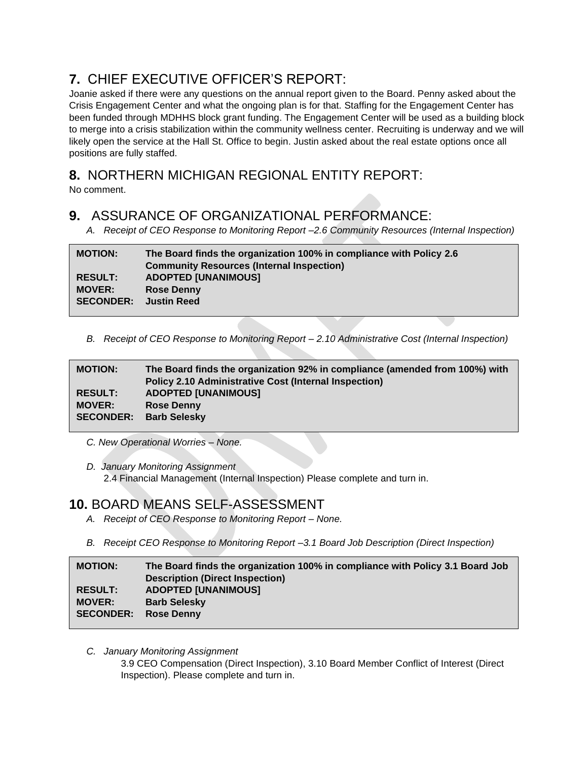## **7.** CHIEF EXECUTIVE OFFICER'S REPORT:

Joanie asked if there were any questions on the annual report given to the Board. Penny asked about the Crisis Engagement Center and what the ongoing plan is for that. Staffing for the Engagement Center has been funded through MDHHS block grant funding. The Engagement Center will be used as a building block to merge into a crisis stabilization within the community wellness center. Recruiting is underway and we will likely open the service at the Hall St. Office to begin. Justin asked about the real estate options once all positions are fully staffed.

## **8.** NORTHERN MICHIGAN REGIONAL ENTITY REPORT:

No comment.

## **9.** ASSURANCE OF ORGANIZATIONAL PERFORMANCE:

*A. Receipt of CEO Response to Monitoring Report –2.6 Community Resources (Internal Inspection)*

| | |
|---|---|
| **MOTION:** | **The Board finds the organization 100% in compliance with Policy 2.6 Community Resources (Internal Inspection)** |
| **RESULT:** | **ADOPTED [UNANIMOUS]** |
| **MOVER:** | **Rose Denny** |
| **SECONDER:** | **Justin Reed** |

*B. Receipt of CEO Response to Monitoring Report – 2.10 Administrative Cost (Internal Inspection)*

| | |
|---|---|
| **MOTION:** | **The Board finds the organization 92% in compliance (amended from 100%) with Policy 2.10 Administrative Cost (Internal Inspection)** |
| **RESULT:** | **ADOPTED [UNANIMOUS]** |
| **MOVER:** | **Rose Denny** |
| **SECONDER:** | **Barb Selesky** |

*C. New Operational Worries – None.*

*D. January Monitoring Assignment*

2.4 Financial Management (Internal Inspection) Please complete and turn in.

## **10.** BOARD MEANS SELF-ASSESSMENT

*A. Receipt of CEO Response to Monitoring Report – None.*

*B. Receipt CEO Response to Monitoring Report –3.1 Board Job Description (Direct Inspection)*

| | |
|---|---|
| **MOTION:** | **The Board finds the organization 100% in compliance with Policy 3.1 Board Job Description (Direct Inspection)** |
| **RESULT:** | **ADOPTED [UNANIMOUS]** |
| **MOVER:** | **Barb Selesky** |
| **SECONDER:** | **Rose Denny** |

*C. January Monitoring Assignment*

3.9 CEO Compensation (Direct Inspection), 3.10 Board Member Conflict of Interest (Direct Inspection). Please complete and turn in.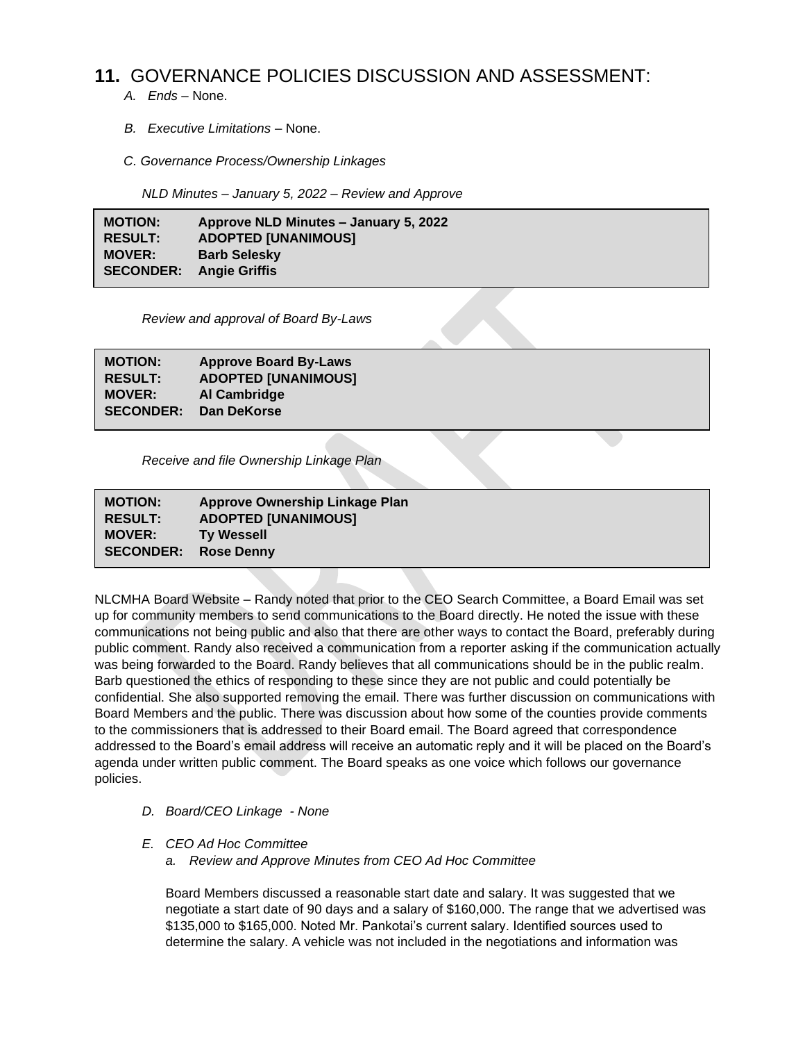## 11. GOVERNANCE POLICIES DISCUSSION AND ASSESSMENT:

*A. Ends* – None.

*B. Executive Limitations* – None.

*C. Governance Process/Ownership Linkages*

*NLD Minutes – January 5, 2022 – Review and Approve*

| | |
|---|---|
| **MOTION:** | **Approve NLD Minutes – January 5, 2022** |
| **RESULT:** | **ADOPTED [UNANIMOUS]** |
| **MOVER:** | **Barb Selesky** |
| **SECONDER:** | **Angie Griffis** |

*Review and approval of Board By-Laws*

| | |
|---|---|
| **MOTION:** | **Approve Board By-Laws** |
| **RESULT:** | **ADOPTED [UNANIMOUS]** |
| **MOVER:** | **Al Cambridge** |
| **SECONDER:** | **Dan DeKorse** |

*Receive and file Ownership Linkage Plan*

| | |
|---|---|
| **MOTION:** | **Approve Ownership Linkage Plan** |
| **RESULT:** | **ADOPTED [UNANIMOUS]** |
| **MOVER:** | **Ty Wessell** |
| **SECONDER:** | **Rose Denny** |

NLCMHA Board Website – Randy noted that prior to the CEO Search Committee, a Board Email was set up for community members to send communications to the Board directly. He noted the issue with these communications not being public and also that there are other ways to contact the Board, preferably during public comment. Randy also received a communication from a reporter asking if the communication actually was being forwarded to the Board. Randy believes that all communications should be in the public realm. Barb questioned the ethics of responding to these since they are not public and could potentially be confidential. She also supported removing the email. There was further discussion on communications with Board Members and the public. There was discussion about how some of the counties provide comments to the commissioners that is addressed to their Board email. The Board agreed that correspondence addressed to the Board's email address will receive an automatic reply and it will be placed on the Board's agenda under written public comment. The Board speaks as one voice which follows our governance policies.

*D. Board/CEO Linkage - None*

*E. CEO Ad Hoc Committee*

*a. Review and Approve Minutes from CEO Ad Hoc Committee*

Board Members discussed a reasonable start date and salary. It was suggested that we negotiate a start date of 90 days and a salary of $160,000. The range that we advertised was $135,000 to $165,000. Noted Mr. Pankotai's current salary. Identified sources used to determine the salary. A vehicle was not included in the negotiations and information was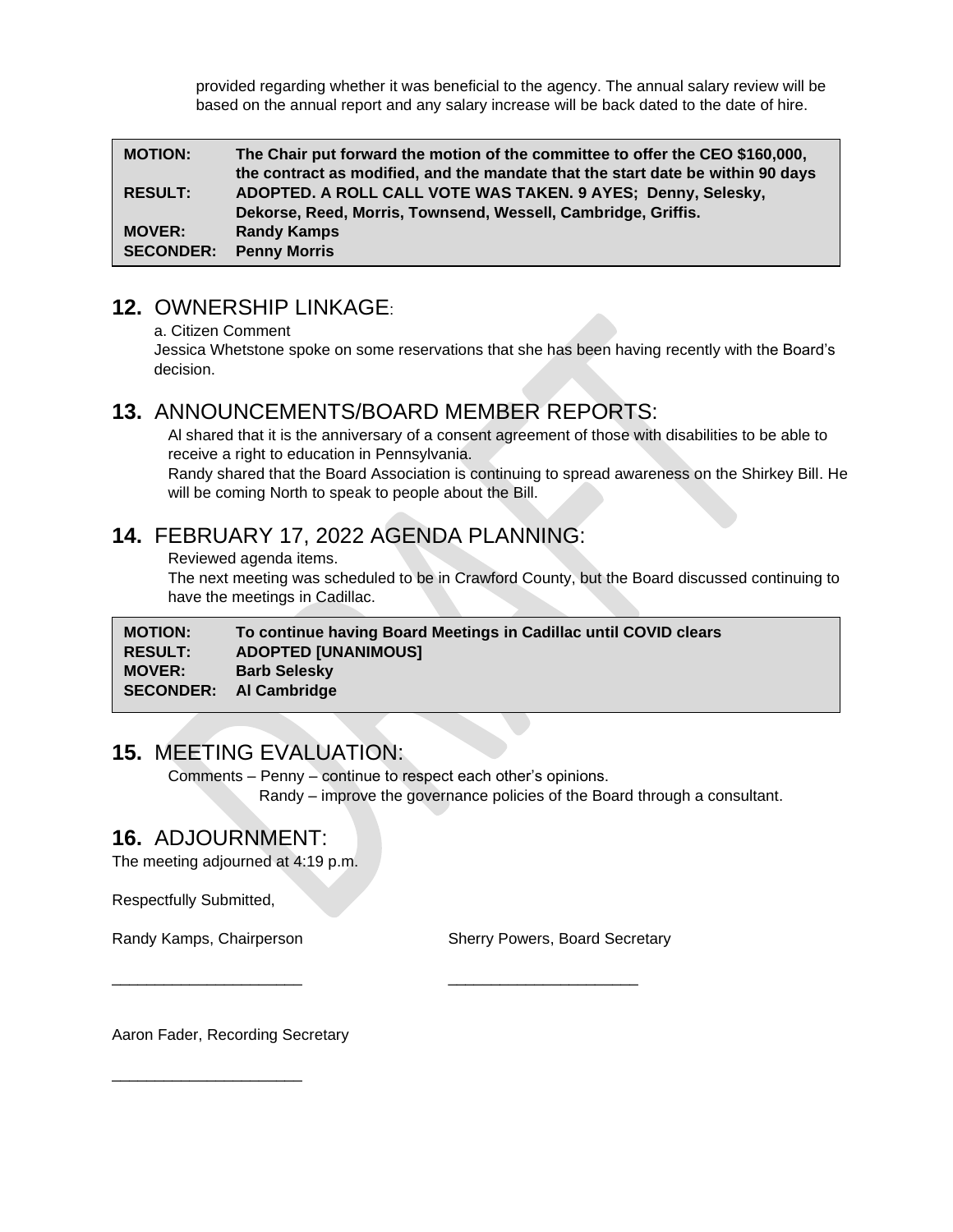provided regarding whether it was beneficial to the agency. The annual salary review will be based on the annual report and any salary increase will be back dated to the date of hire.

| | |
|---|---|
| **MOTION:** | **The Chair put forward the motion of the committee to offer the CEO $160,000, the contract as modified, and the mandate that the start date be within 90 days** |
| **RESULT:** | **ADOPTED. A ROLL CALL VOTE WAS TAKEN. 9 AYES; Denny, Selesky, Dekorse, Reed, Morris, Townsend, Wessell, Cambridge, Griffis.** |
| **MOVER:** | **Randy Kamps** |
| **SECONDER:** | **Penny Morris** |

## 12. OWNERSHIP LINKAGE:

a. Citizen Comment

Jessica Whetstone spoke on some reservations that she has been having recently with the Board's decision.

## 13. ANNOUNCEMENTS/BOARD MEMBER REPORTS:

Al shared that it is the anniversary of a consent agreement of those with disabilities to be able to receive a right to education in Pennsylvania.

Randy shared that the Board Association is continuing to spread awareness on the Shirkey Bill. He will be coming North to speak to people about the Bill.

## 14. FEBRUARY 17, 2022 AGENDA PLANNING:

Reviewed agenda items.

The next meeting was scheduled to be in Crawford County, but the Board discussed continuing to have the meetings in Cadillac.

| | |
|---|---|
| **MOTION:** | **To continue having Board Meetings in Cadillac until COVID clears** |
| **RESULT:** | **ADOPTED [UNANIMOUS]** |
| **MOVER:** | **Barb Selesky** |
| **SECONDER:** | **Al Cambridge** |

## 15. MEETING EVALUATION:

Comments – Penny – continue to respect each other's opinions.
Randy – improve the governance policies of the Board through a consultant.

## 16. ADJOURNMENT:

The meeting adjourned at 4:19 p.m.

Respectfully Submitted,

Randy Kamps, Chairperson

______________________

Sherry Powers, Board Secretary

______________________

Aaron Fader, Recording Secretary

______________________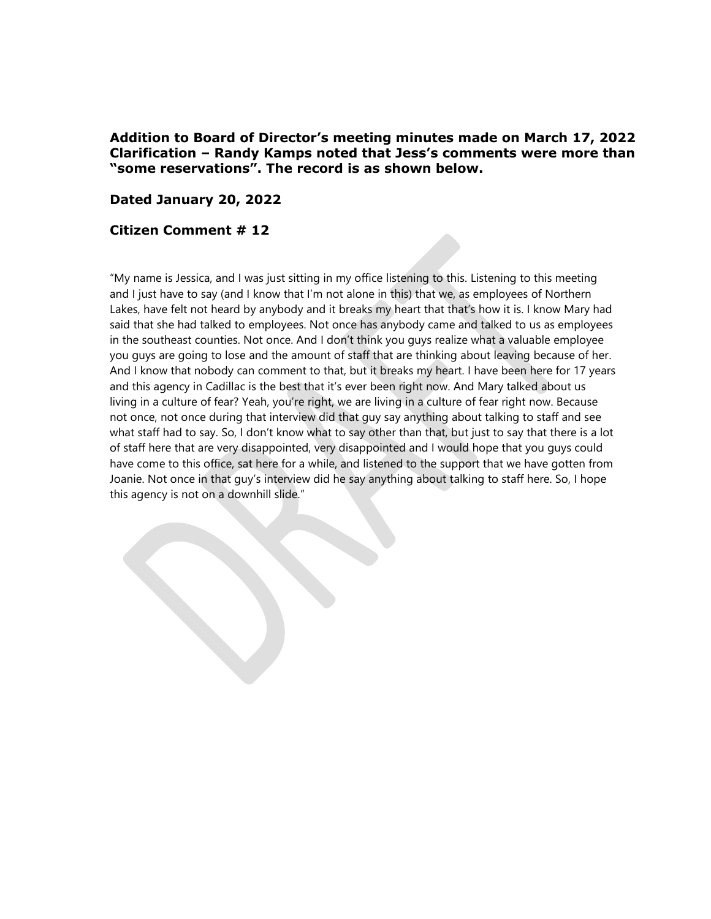**Addition to Board of Director's meeting minutes made on March 17, 2022 Clarification – Randy Kamps noted that Jess's comments were more than "some reservations". The record is as shown below.**

**Dated January 20, 2022**

**Citizen Comment # 12**

"My name is Jessica, and I was just sitting in my office listening to this. Listening to this meeting and I just have to say (and I know that I'm not alone in this) that we, as employees of Northern Lakes, have felt not heard by anybody and it breaks my heart that that's how it is. I know Mary had said that she had talked to employees. Not once has anybody came and talked to us as employees in the southeast counties. Not once. And I don't think you guys realize what a valuable employee you guys are going to lose and the amount of staff that are thinking about leaving because of her. And I know that nobody can comment to that, but it breaks my heart. I have been here for 17 years and this agency in Cadillac is the best that it's ever been right now. And Mary talked about us living in a culture of fear? Yeah, you're right, we are living in a culture of fear right now. Because not once, not once during that interview did that guy say anything about talking to staff and see what staff had to say. So, I don't know what to say other than that, but just to say that there is a lot of staff here that are very disappointed, very disappointed and I would hope that you guys could have come to this office, sat here for a while, and listened to the support that we have gotten from Joanie. Not once in that guy's interview did he say anything about talking to staff here. So, I hope this agency is not on a downhill slide."